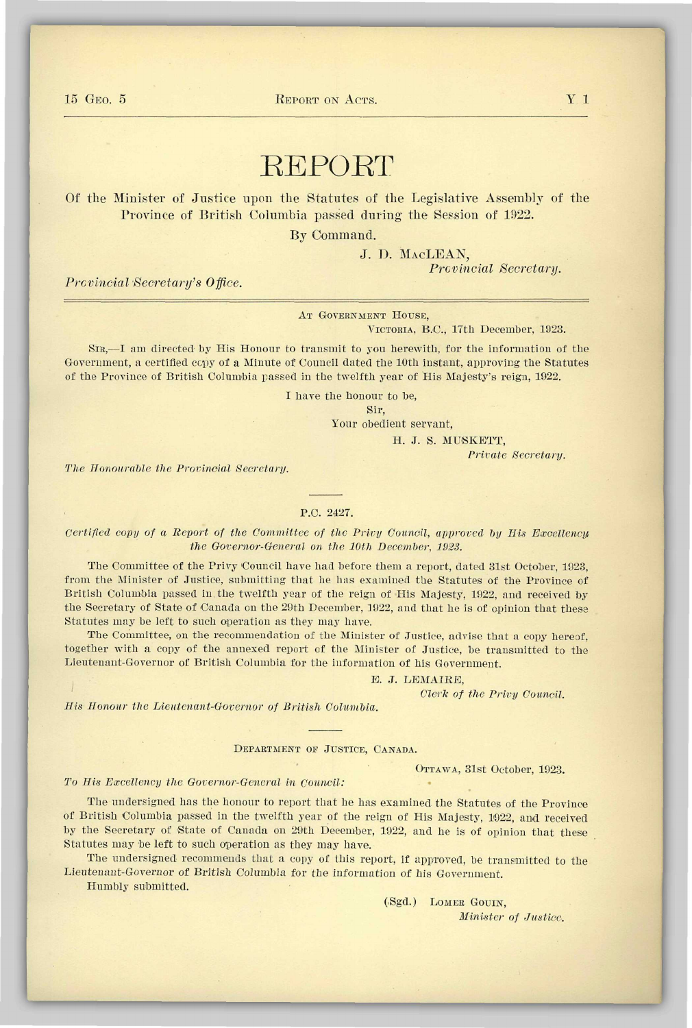# REPORT

Of the Minister of Justice upon the Statutes of the Legislative Assembly of the Province of British Columbia passed during the Session of 1922.

By Command.

J. D. MacLEAN,
*Provincial Secretary.*

*Provincial Secretary's Office.*

---

At Government House,
Victoria, B.C., 17th December, 1923.

Sir,—I am directed by His Honour to transmit to you herewith, for the information of the Government, a certified copy of a Minute of Council dated the 10th instant, approving the Statutes of the Province of British Columbia passed in the twelfth year of His Majesty's reign, 1922.

I have the honour to be,
Sir,
Your obedient servant,

H. J. S. MUSKETT,
*Private Secretary.*

*The Honourable the Provincial Secretary.*

---

P.C. 2427.

*Certified copy of a Report of the Committee of the Privy Council, approved by His Excellency the Governor-General on the 10th December, 1923.*

The Committee of the Privy Council have had before them a report, dated 31st October, 1923, from the Minister of Justice, submitting that he has examined the Statutes of the Province of British Columbia passed in the twelfth year of the reign of His Majesty, 1922, and received by the Secretary of State of Canada on the 29th December, 1922, and that he is of opinion that these Statutes may be left to such operation as they may have.

The Committee, on the recommendation of the Minister of Justice, advise that a copy hereof, together with a copy of the annexed report of the Minister of Justice, be transmitted to the Lieutenant-Governor of British Columbia for the information of his Government.

E. J. LEMAIRE,
*Clerk of the Privy Council.*

*His Honour the Lieutenant-Governor of British Columbia.*

---

Department of Justice, Canada.

Ottawa, 31st October, 1923.

*To His Excellency the Governor-General in Council:*

The undersigned has the honour to report that he has examined the Statutes of the Province of British Columbia passed in the twelfth year of the reign of His Majesty, 1922, and received by the Secretary of State of Canada on 29th December, 1922, and he is of opinion that these Statutes may be left to such operation as they may have.

The undersigned recommends that a copy of this report, if approved, be transmitted to the Lieutenant-Governor of British Columbia for the information of his Government.

Humbly submitted.

(Sgd.) Lomer Gouin,
*Minister of Justice.*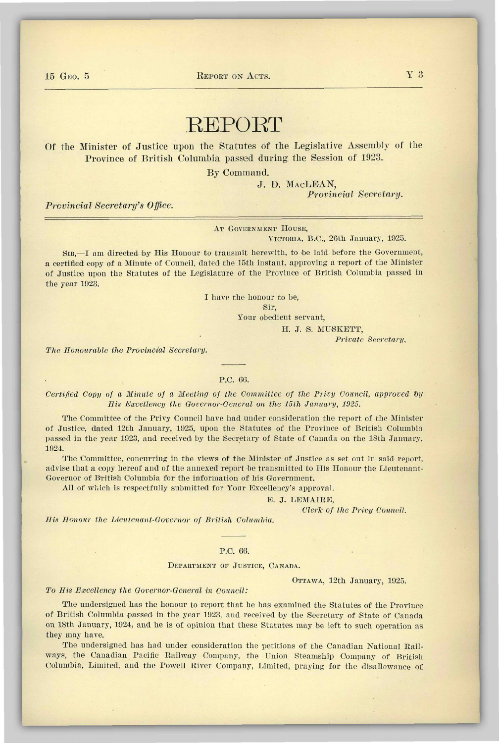# REPORT

Of the Minister of Justice upon the Statutes of the Legislative Assembly of the Province of British Columbia passed during the Session of 1923.

By Command.

J. D. MacLEAN,
*Provincial Secretary.*

*Provincial Secretary's Office.*

---

At Government House,
Victoria, B.C., 26th January, 1925.

Sir,—I am directed by His Honour to transmit herewith, to be laid before the Government, a certified copy of a Minute of Council, dated the 15th instant, approving a report of the Minister of Justice upon the Statutes of the Legislature of the Province of British Columbia passed in the year 1923.

I have the honour to be,
Sir,
Your obedient servant,

H. J. S. MUSKETT,
*Private Secretary.*

*The Honourable the Provincial Secretary.*

---

P.C. 66.

*Certified Copy of a Minute of a Meeting of the Committee of the Privy Council, approved by His Excellency the Governor-General on the 15th January, 1925.*

The Committee of the Privy Council have had under consideration the report of the Minister of Justice, dated 12th January, 1925, upon the Statutes of the Province of British Columbia passed in the year 1923, and received by the Secretary of State of Canada on the 18th January, 1924.

The Committee, concurring in the views of the Minister of Justice as set out in said report, advise that a copy hereof and of the annexed report be transmitted to His Honour the Lieutenant-Governor of British Columbia for the information of his Government.

All of which is respectfully submitted for Your Excellency's approval.

E. J. LEMAIRE,
*Clerk of the Privy Council.*

*His Honour the Lieutenant-Governor of British Columbia.*

---

P.C. 66.

Department of Justice, Canada.

Ottawa, 12th January, 1925.

*To His Excellency the Governor-General in Council:*

The undersigned has the honour to report that he has examined the Statutes of the Province of British Columbia passed in the year 1923, and received by the Secretary of State of Canada on 18th January, 1924, and he is of opinion that these Statutes may be left to such operation as they may have.

The undersigned has had under consideration the petitions of the Canadian National Railways, the Canadian Pacific Railway Company, the Union Steamship Company of British Columbia, Limited, and the Powell River Company, Limited, praying for the disallowance of